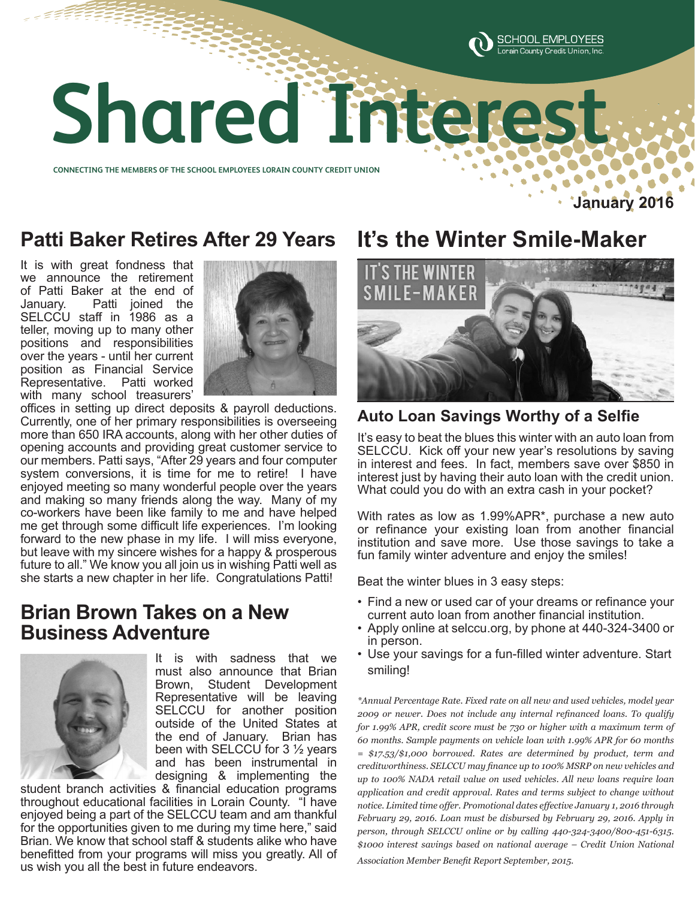SCHOOL EMPLOYEES
Lorain County Credit Union, Inc.

# Shared Interest

CONNECTING THE MEMBERS OF THE SCHOOL EMPLOYEES LORAIN COUNTY CREDIT UNION

**January 2016**

## Patti Baker Retires After 29 Years

It is with great fondness that we announce the retirement of Patti Baker at the end of January. Patti joined the SELCCU staff in 1986 as a teller, moving up to many other positions and responsibilities over the years - until her current position as Financial Service Representative. Patti worked with many school treasurers' offices in setting up direct deposits & payroll deductions. Currently, one of her primary responsibilities is overseeing more than 650 IRA accounts, along with her other duties of opening accounts and providing great customer service to our members. Patti says, "After 29 years and four computer system conversions, it is time for me to retire! I have enjoyed meeting so many wonderful people over the years and making so many friends along the way. Many of my co-workers have been like family to me and have helped me get through some difficult life experiences. I'm looking forward to the new phase in my life. I will miss everyone, but leave with my sincere wishes for a happy & prosperous future to all." We know you all join us in wishing Patti well as she starts a new chapter in her life. Congratulations Patti!

## Brian Brown Takes on a New Business Adventure

It is with sadness that we must also announce that Brian Brown, Student Development Representative will be leaving SELCCU for another position outside of the United States at the end of January. Brian has been with SELCCU for 3 ½ years and has been instrumental in designing & implementing the student branch activities & financial education programs throughout educational facilities in Lorain County. "I have enjoyed being a part of the SELCCU team and am thankful for the opportunities given to me during my time here," said Brian. We know that school staff & students alike who have benefitted from your programs will miss you greatly. All of us wish you all the best in future endeavors.

## It's the Winter Smile-Maker

IT'S THE WINTER SMILE-MAKER

### Auto Loan Savings Worthy of a Selfie

It's easy to beat the blues this winter with an auto loan from SELCCU. Kick off your new year's resolutions by saving in interest and fees. In fact, members save over $850 in interest just by having their auto loan with the credit union. What could you do with an extra cash in your pocket?

With rates as low as 1.99%APR*, purchase a new auto or refinance your existing loan from another financial institution and save more. Use those savings to take a fun family winter adventure and enjoy the smiles!

Beat the winter blues in 3 easy steps:

- Find a new or used car of your dreams or refinance your current auto loan from another financial institution.
- Apply online at selccu.org, by phone at 440-324-3400 or in person.
- Use your savings for a fun-filled winter adventure. Start smiling!

*\*Annual Percentage Rate. Fixed rate on all new and used vehicles, model year 2009 or newer. Does not include any internal refinanced loans. To qualify for 1.99% APR, credit score must be 730 or higher with a maximum term of 60 months. Sample payments on vehicle loan with 1.99% APR for 60 months = $17.53/$1,000 borrowed. Rates are determined by product, term and creditworthiness. SELCCU may finance up to 100% MSRP on new vehicles and up to 100% NADA retail value on used vehicles. All new loans require loan application and credit approval. Rates and terms subject to change without notice. Limited time offer. Promotional dates effective January 1, 2016 through February 29, 2016. Loan must be disbursed by February 29, 2016. Apply in person, through SELCCU online or by calling 440-324-3400/800-451-6315. $1000 interest savings based on national average – Credit Union National Association Member Benefit Report September, 2015.*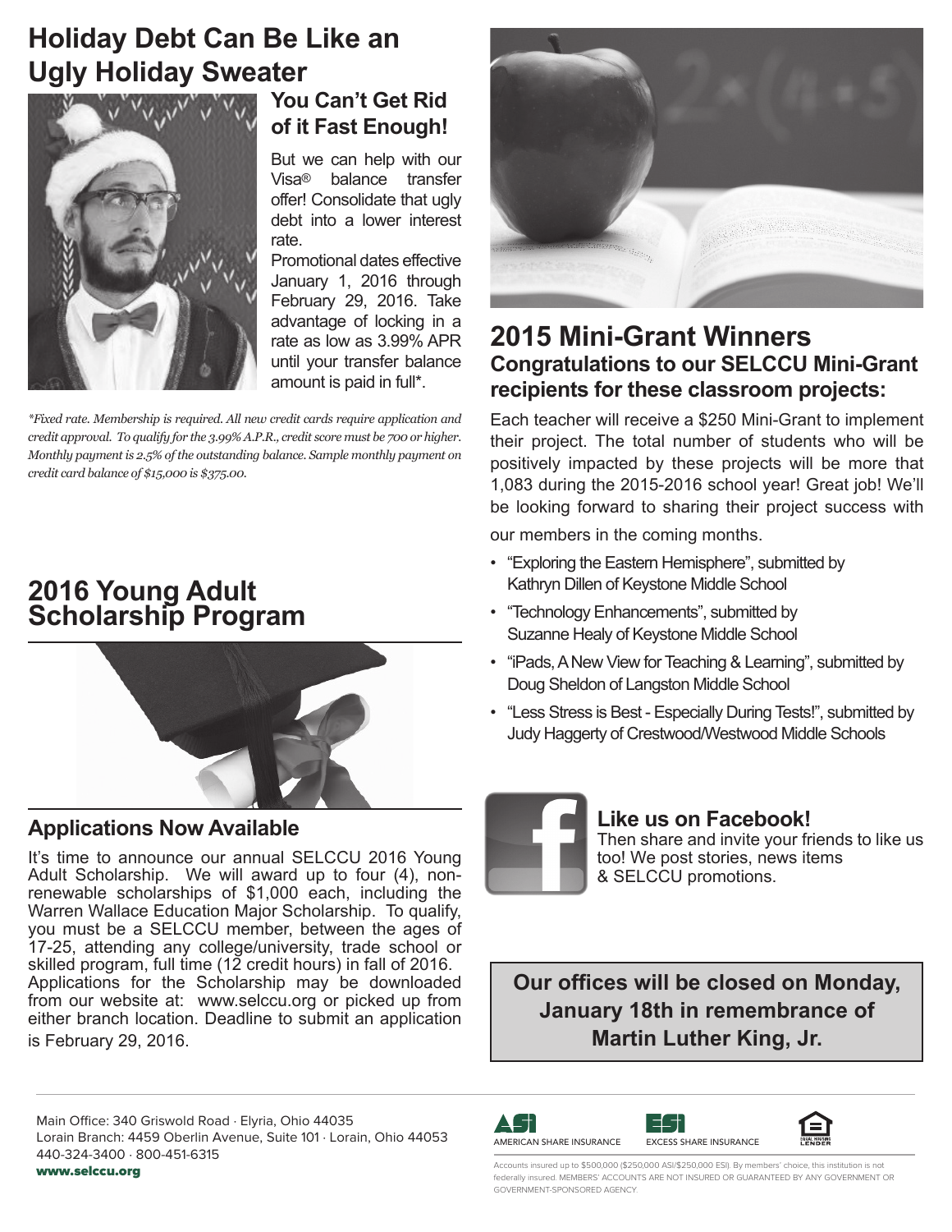# Holiday Debt Can Be Like an Ugly Holiday Sweater

### You Can't Get Rid of it Fast Enough!

But we can help with our Visa® balance transfer offer! Consolidate that ugly debt into a lower interest rate.

Promotional dates effective January 1, 2016 through February 29, 2016. Take advantage of locking in a rate as low as 3.99% APR until your transfer balance amount is paid in full*.

*\*Fixed rate. Membership is required. All new credit cards require application and credit approval. To qualify for the 3.99% A.P.R., credit score must be 700 or higher. Monthly payment is 2.5% of the outstanding balance. Sample monthly payment on credit card balance of $15,000 is $375.00.*

# 2016 Young Adult Scholarship Program

### Applications Now Available

It's time to announce our annual SELCCU 2016 Young Adult Scholarship. We will award up to four (4), non-renewable scholarships of $1,000 each, including the Warren Wallace Education Major Scholarship. To qualify, you must be a SELCCU member, between the ages of 17-25, attending any college/university, trade school or skilled program, full time (12 credit hours) in fall of 2016. Applications for the Scholarship may be downloaded from our website at: www.selccu.org or picked up from either branch location. Deadline to submit an application is February 29, 2016.

# 2015 Mini-Grant Winners

### Congratulations to our SELCCU Mini-Grant recipients for these classroom projects:

Each teacher will receive a $250 Mini-Grant to implement their project. The total number of students who will be positively impacted by these projects will be more that 1,083 during the 2015-2016 school year! Great job! We'll be looking forward to sharing their project success with our members in the coming months.

- "Exploring the Eastern Hemisphere", submitted by Kathryn Dillen of Keystone Middle School
- "Technology Enhancements", submitted by Suzanne Healy of Keystone Middle School
- "iPads, A New View for Teaching & Learning", submitted by Doug Sheldon of Langston Middle School
- "Less Stress is Best - Especially During Tests!", submitted by Judy Haggerty of Crestwood/Westwood Middle Schools

### Like us on Facebook!

Then share and invite your friends to like us too! We post stories, news items & SELCCU promotions.

**Our offices will be closed on Monday, January 18th in remembrance of Martin Luther King, Jr.**

Main Office: 340 Griswold Road · Elyria, Ohio 44035
Lorain Branch: 4459 Oberlin Avenue, Suite 101 · Lorain, Ohio 44053
440-324-3400 · 800-451-6315
www.selccu.org

AMERICAN SHARE INSURANCE · EXCESS SHARE INSURANCE · EQUAL HOUSING LENDER

Accounts insured up to $500,000 ($250,000 ASI/$250,000 ESI). By members' choice, this institution is not federally insured. MEMBERS' ACCOUNTS ARE NOT INSURED OR GUARANTEED BY ANY GOVERNMENT OR GOVERNMENT-SPONSORED AGENCY.